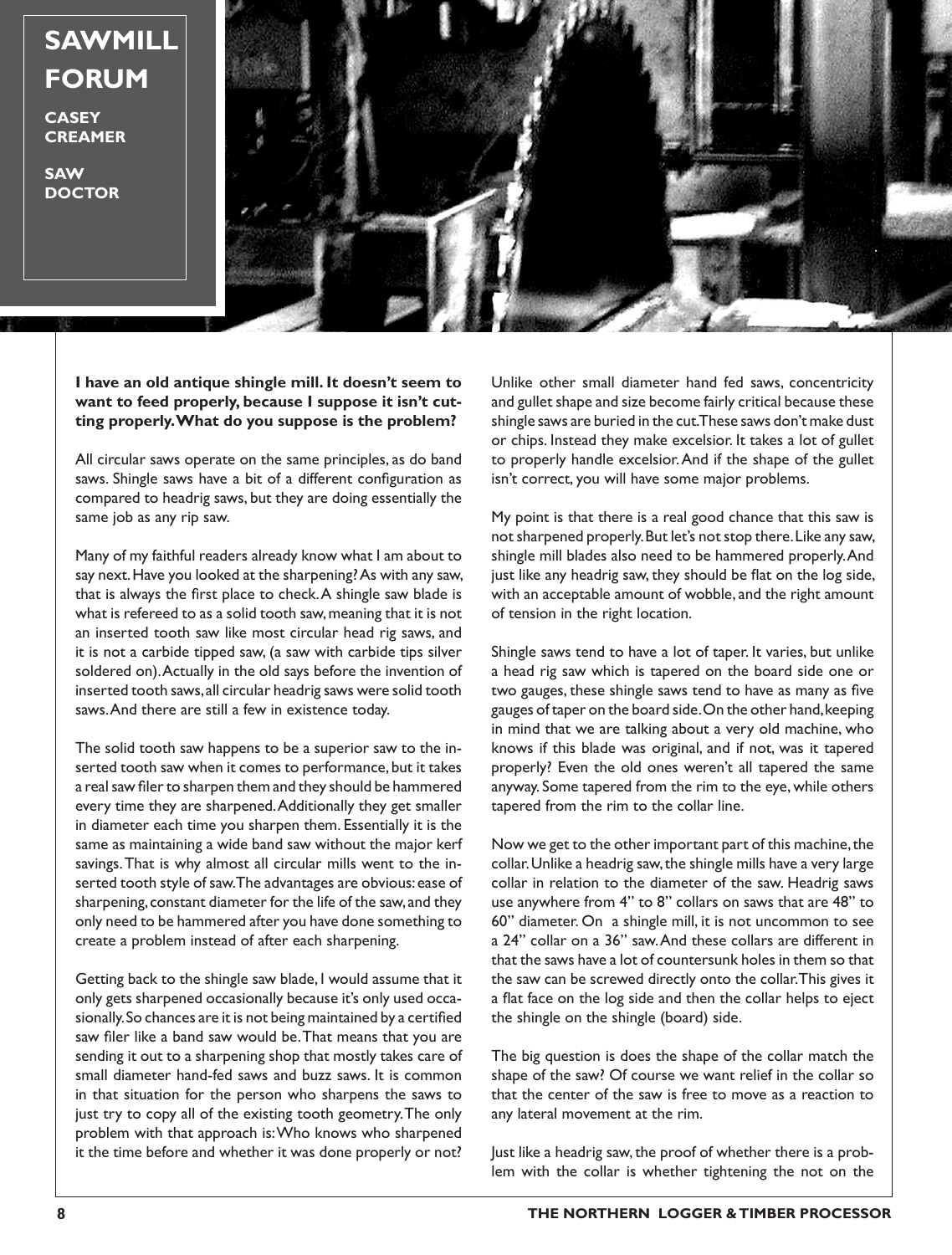# SAWMILL FORUM

**CASEY CREAMER**

**SAW DOCTOR**

**I have an old antique shingle mill. It doesn't seem to want to feed properly, because I suppose it isn't cutting properly. What do you suppose is the problem?**

All circular saws operate on the same principles, as do band saws. Shingle saws have a bit of a different configuration as compared to headrig saws, but they are doing essentially the same job as any rip saw.

Many of my faithful readers already know what I am about to say next. Have you looked at the sharpening? As with any saw, that is always the first place to check. A shingle saw blade is what is refereed to as a solid tooth saw, meaning that it is not an inserted tooth saw like most circular head rig saws, and it is not a carbide tipped saw, (a saw with carbide tips silver soldered on). Actually in the old says before the invention of inserted tooth saws, all circular headrig saws were solid tooth saws. And there are still a few in existence today.

The solid tooth saw happens to be a superior saw to the inserted tooth saw when it comes to performance, but it takes a real saw filer to sharpen them and they should be hammered every time they are sharpened. Additionally they get smaller in diameter each time you sharpen them. Essentially it is the same as maintaining a wide band saw without the major kerf savings. That is why almost all circular mills went to the inserted tooth style of saw. The advantages are obvious: ease of sharpening, constant diameter for the life of the saw, and they only need to be hammered after you have done something to create a problem instead of after each sharpening.

Getting back to the shingle saw blade, I would assume that it only gets sharpened occasionally because it's only used occasionally. So chances are it is not being maintained by a certified saw filer like a band saw would be. That means that you are sending it out to a sharpening shop that mostly takes care of small diameter hand-fed saws and buzz saws. It is common in that situation for the person who sharpens the saws to just try to copy all of the existing tooth geometry. The only problem with that approach is: Who knows who sharpened it the time before and whether it was done properly or not?

Unlike other small diameter hand fed saws, concentricity and gullet shape and size become fairly critical because these shingle saws are buried in the cut. These saws don't make dust or chips. Instead they make excelsior. It takes a lot of gullet to properly handle excelsior. And if the shape of the gullet isn't correct, you will have some major problems.

My point is that there is a real good chance that this saw is not sharpened properly. But let's not stop there. Like any saw, shingle mill blades also need to be hammered properly. And just like any headrig saw, they should be flat on the log side, with an acceptable amount of wobble, and the right amount of tension in the right location.

Shingle saws tend to have a lot of taper. It varies, but unlike a head rig saw which is tapered on the board side one or two gauges, these shingle saws tend to have as many as five gauges of taper on the board side. On the other hand, keeping in mind that we are talking about a very old machine, who knows if this blade was original, and if not, was it tapered properly? Even the old ones weren't all tapered the same anyway. Some tapered from the rim to the eye, while others tapered from the rim to the collar line.

Now we get to the other important part of this machine, the collar. Unlike a headrig saw, the shingle mills have a very large collar in relation to the diameter of the saw. Headrig saws use anywhere from 4" to 8" collars on saws that are 48" to 60" diameter. On a shingle mill, it is not uncommon to see a 24" collar on a 36" saw. And these collars are different in that the saws have a lot of countersunk holes in them so that the saw can be screwed directly onto the collar. This gives it a flat face on the log side and then the collar helps to eject the shingle on the shingle (board) side.

The big question is does the shape of the collar match the shape of the saw? Of course we want relief in the collar so that the center of the saw is free to move as a reaction to any lateral movement at the rim.

Just like a headrig saw, the proof of whether there is a problem with the collar is whether tightening the not on the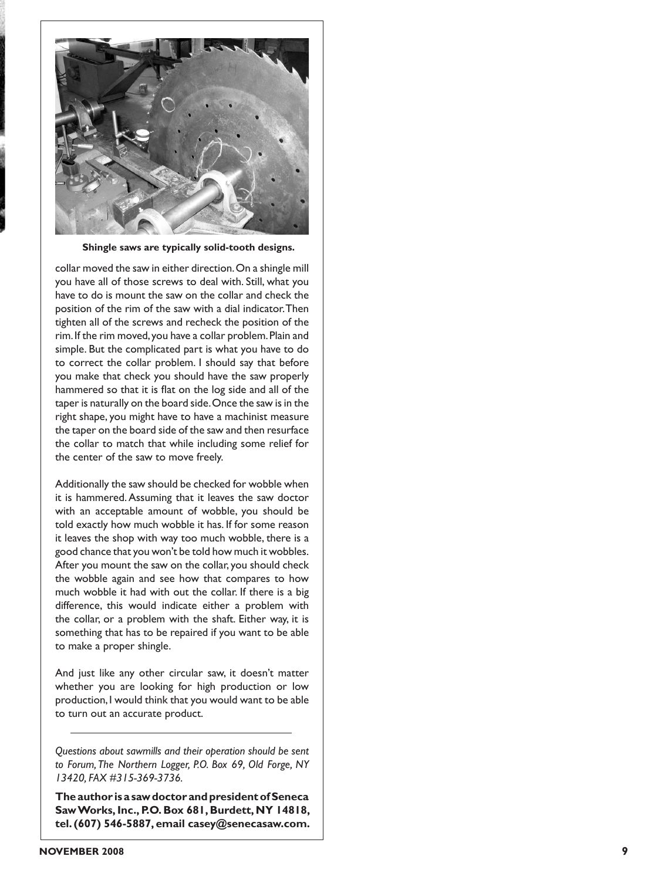Shingle saws are typically solid-tooth designs.

collar moved the saw in either direction. On a shingle mill you have all of those screws to deal with. Still, what you have to do is mount the saw on the collar and check the position of the rim of the saw with a dial indicator. Then tighten all of the screws and recheck the position of the rim. If the rim moved, you have a collar problem. Plain and simple. But the complicated part is what you have to do to correct the collar problem. I should say that before you make that check you should have the saw properly hammered so that it is flat on the log side and all of the taper is naturally on the board side. Once the saw is in the right shape, you might have to have a machinist measure the taper on the board side of the saw and then resurface the collar to match that while including some relief for the center of the saw to move freely.

Additionally the saw should be checked for wobble when it is hammered. Assuming that it leaves the saw doctor with an acceptable amount of wobble, you should be told exactly how much wobble it has. If for some reason it leaves the shop with way too much wobble, there is a good chance that you won't be told how much it wobbles. After you mount the saw on the collar, you should check the wobble again and see how that compares to how much wobble it had with out the collar. If there is a big difference, this would indicate either a problem with the collar, or a problem with the shaft. Either way, it is something that has to be repaired if you want to be able to make a proper shingle.

And just like any other circular saw, it doesn't matter whether you are looking for high production or low production, I would think that you would want to be able to turn out an accurate product.

---

*Questions about sawmills and their operation should be sent to Forum, The Northern Logger, P.O. Box 69, Old Forge, NY 13420, FAX #315-369-3736.*

**The author is a saw doctor and president of Seneca Saw Works, Inc., P.O. Box 681, Burdett, NY 14818, tel. (607) 546-5887, email casey@senecasaw.com.**